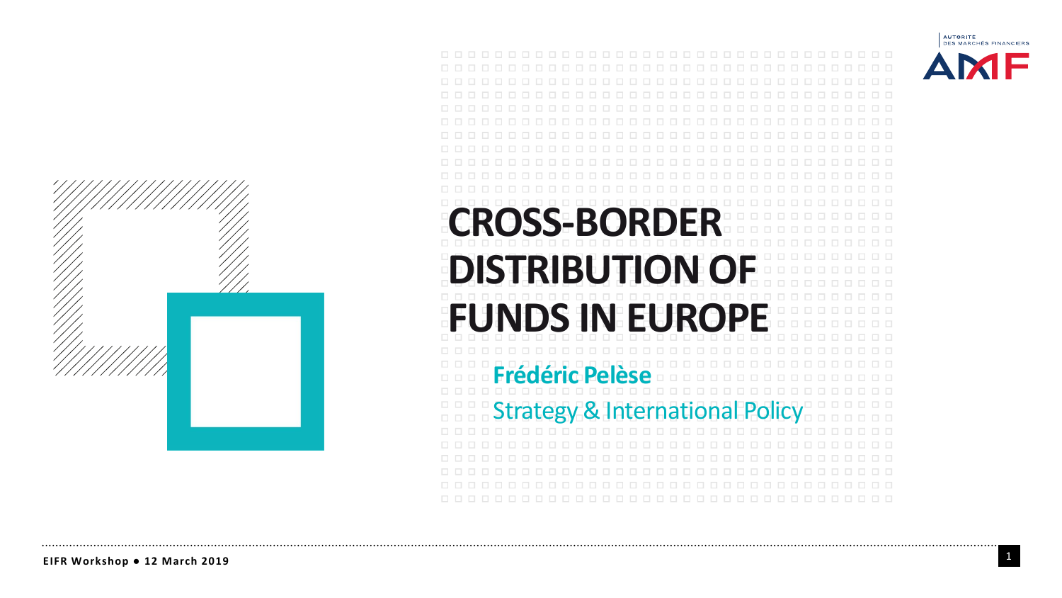# CROSS-BORDER DISTRIBUTION OF FUNDS IN EUROPE

**Frédéric Pelèse**

Strategy & International Policy

**EIFR Workshop ● 12 March 2019**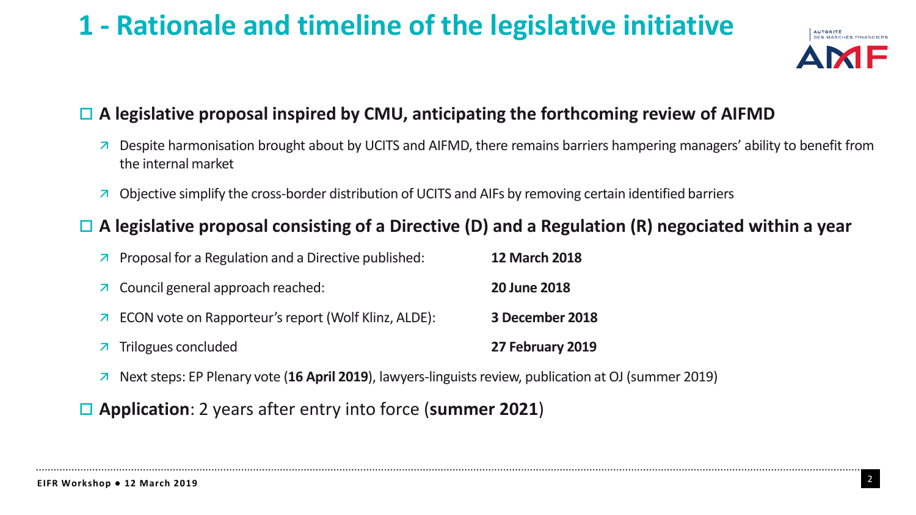# 1 - Rationale and timeline of the legislative initiative

## A legislative proposal inspired by CMU, anticipating the forthcoming review of AIFMD

- Despite harmonisation brought about by UCITS and AIFMD, there remains barriers hampering managers' ability to benefit from the internal market
- Objective simplify the cross-border distribution of UCITS and AIFs by removing certain identified barriers

## A legislative proposal consisting of a Directive (D) and a Regulation (R) negociated within a year

- Proposal for a Regulation and a Directive published: **12 March 2018**
- Council general approach reached: **20 June 2018**
- ECON vote on Rapporteur's report (Wolf Klinz, ALDE): **3 December 2018**
- Trilogues concluded **27 February 2019**
- Next steps: EP Plenary vote (**16 April 2019**), lawyers-linguists review, publication at OJ (summer 2019)

## **Application**: 2 years after entry into force (**summer 2021**)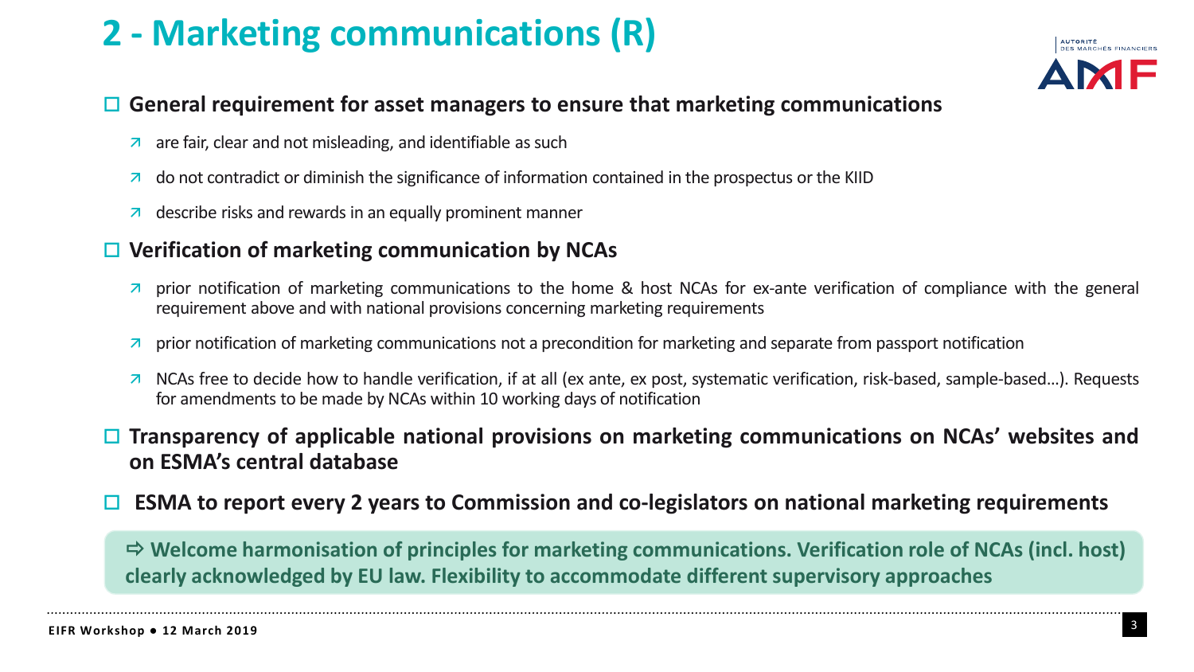# 2 - Marketing communications (R)

- **General requirement for asset managers to ensure that marketing communications**
  - are fair, clear and not misleading, and identifiable as such
  - do not contradict or diminish the significance of information contained in the prospectus or the KIID
  - describe risks and rewards in an equally prominent manner

- **Verification of marketing communication by NCAs**
  - prior notification of marketing communications to the home & host NCAs for ex-ante verification of compliance with the general requirement above and with national provisions concerning marketing requirements
  - prior notification of marketing communications not a precondition for marketing and separate from passport notification
  - NCAs free to decide how to handle verification, if at all (ex ante, ex post, systematic verification, risk-based, sample-based…). Requests for amendments to be made by NCAs within 10 working days of notification

- **Transparency of applicable national provisions on marketing communications on NCAs' websites and on ESMA's central database**

- **ESMA to report every 2 years to Commission and co-legislators on national marketing requirements**

⇨ **Welcome harmonisation of principles for marketing communications. Verification role of NCAs (incl. host) clearly acknowledged by EU law. Flexibility to accommodate different supervisory approaches**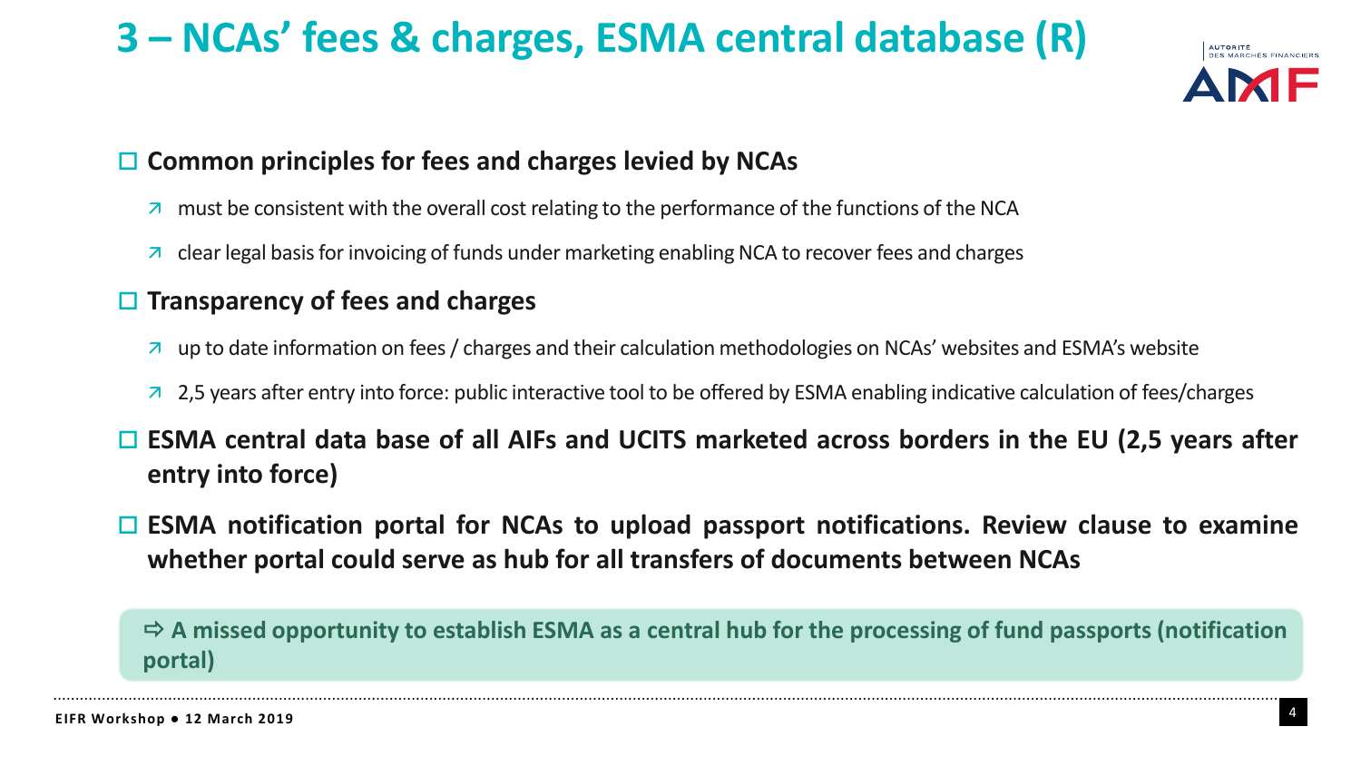# 3 – NCAs' fees & charges, ESMA central database (R)

- **Common principles for fees and charges levied by NCAs**
  - must be consistent with the overall cost relating to the performance of the functions of the NCA
  - clear legal basis for invoicing of funds under marketing enabling NCA to recover fees and charges
- **Transparency of fees and charges**
  - up to date information on fees / charges and their calculation methodologies on NCAs' websites and ESMA's website
  - 2,5 years after entry into force: public interactive tool to be offered by ESMA enabling indicative calculation of fees/charges
- **ESMA central data base of all AIFs and UCITS marketed across borders in the EU (2,5 years after entry into force)**
- **ESMA notification portal for NCAs to upload passport notifications. Review clause to examine whether portal could serve as hub for all transfers of documents between NCAs**

⇨ **A missed opportunity to establish ESMA as a central hub for the processing of fund passports (notification portal)**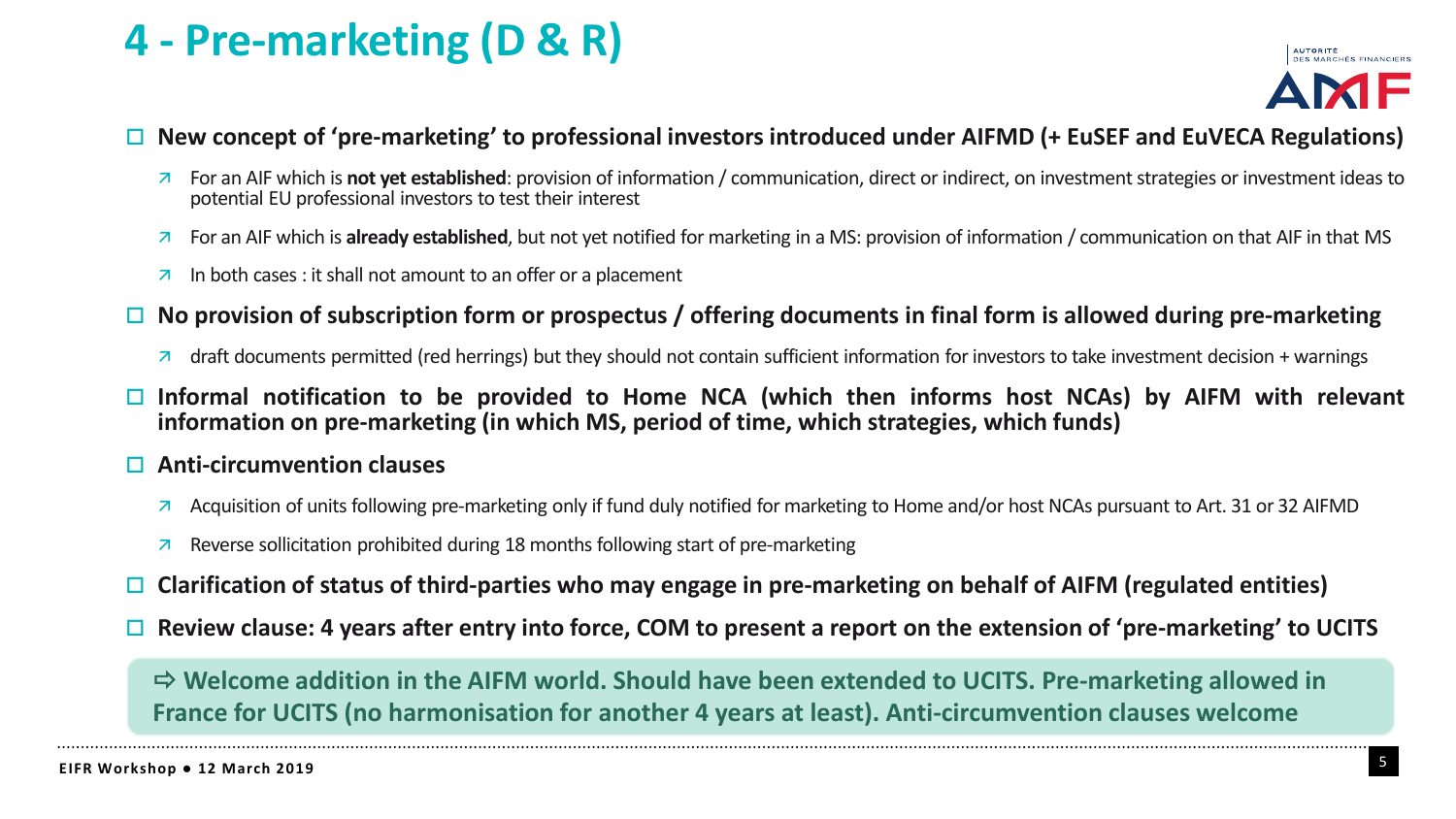# 4 - Pre-marketing (D & R)

- **New concept of 'pre-marketing' to professional investors introduced under AIFMD (+ EuSEF and EuVECA Regulations)**
  - For an AIF which is **not yet established**: provision of information / communication, direct or indirect, on investment strategies or investment ideas to potential EU professional investors to test their interest
  - For an AIF which is **already established**, but not yet notified for marketing in a MS: provision of information / communication on that AIF in that MS
  - In both cases : it shall not amount to an offer or a placement
- **No provision of subscription form or prospectus / offering documents in final form is allowed during pre-marketing**
  - draft documents permitted (red herrings) but they should not contain sufficient information for investors to take investment decision + warnings
- **Informal notification to be provided to Home NCA (which then informs host NCAs) by AIFM with relevant information on pre-marketing (in which MS, period of time, which strategies, which funds)**
- **Anti-circumvention clauses**
  - Acquisition of units following pre-marketing only if fund duly notified for marketing to Home and/or host NCAs pursuant to Art. 31 or 32 AIFMD
  - Reverse sollicitation prohibited during 18 months following start of pre-marketing
- **Clarification of status of third-parties who may engage in pre-marketing on behalf of AIFM (regulated entities)**
- **Review clause: 4 years after entry into force, COM to present a report on the extension of 'pre-marketing' to UCITS**

**⇨ Welcome addition in the AIFM world. Should have been extended to UCITS. Pre-marketing allowed in France for UCITS (no harmonisation for another 4 years at least). Anti-circumvention clauses welcome**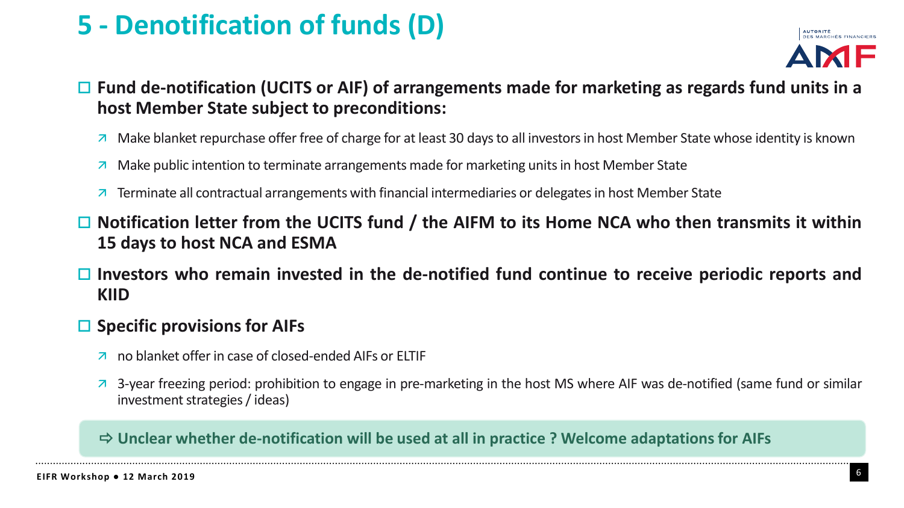# 5 - Denotification of funds (D)

- **Fund de-notification (UCITS or AIF) of arrangements made for marketing as regards fund units in a host Member State subject to preconditions:**
  - Make blanket repurchase offer free of charge for at least 30 days to all investors in host Member State whose identity is known
  - Make public intention to terminate arrangements made for marketing units in host Member State
  - Terminate all contractual arrangements with financial intermediaries or delegates in host Member State
- **Notification letter from the UCITS fund / the AIFM to its Home NCA who then transmits it within 15 days to host NCA and ESMA**
- **Investors who remain invested in the de-notified fund continue to receive periodic reports and KIID**
- **Specific provisions for AIFs**
  - no blanket offer in case of closed-ended AIFs or ELTIF
  - 3-year freezing period: prohibition to engage in pre-marketing in the host MS where AIF was de-notified (same fund or similar investment strategies / ideas)

**⇨ Unclear whether de-notification will be used at all in practice ? Welcome adaptations for AIFs**

EIFR Workshop ● 12 March 2019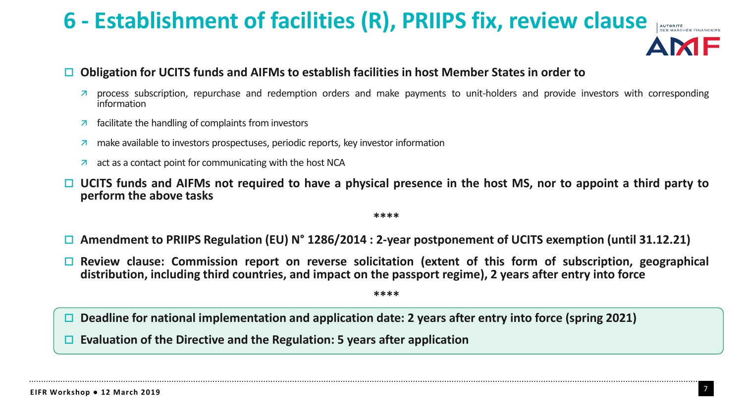# 6 - Establishment of facilities (R), PRIIPS fix, review clause

- **Obligation for UCITS funds and AIFMs to establish facilities in host Member States in order to**
  - process subscription, repurchase and redemption orders and make payments to unit-holders and provide investors with corresponding information
  - facilitate the handling of complaints from investors
  - make available to investors prospectuses, periodic reports, key investor information
  - act as a contact point for communicating with the host NCA
- **UCITS funds and AIFMs not required to have a physical presence in the host MS, nor to appoint a third party to perform the above tasks**

****

- **Amendment to PRIIPS Regulation (EU) N° 1286/2014 : 2-year postponement of UCITS exemption (until 31.12.21)**
- **Review clause: Commission report on reverse solicitation (extent of this form of subscription, geographical distribution, including third countries, and impact on the passport regime), 2 years after entry into force**

****

- **Deadline for national implementation and application date: 2 years after entry into force (spring 2021)**
- **Evaluation of the Directive and the Regulation: 5 years after application**